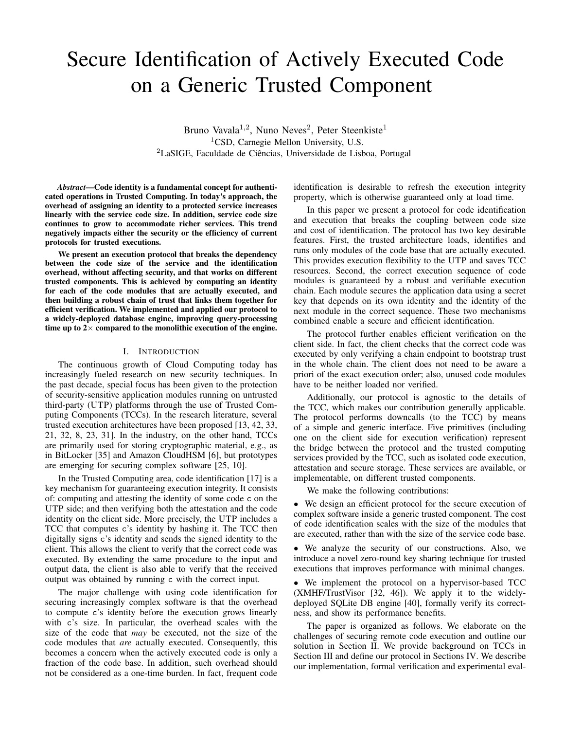# Secure Identification of Actively Executed Code on a Generic Trusted Component

Bruno Vavala[1,2], Nuno Neves[2], Peter Steenkiste[1]
[1]CSD, Carnegie Mellon University, U.S.
[2]LaSIGE, Faculdade de Ciências, Universidade de Lisboa, Portugal

***Abstract*—Code identity is a fundamental concept for authenticated operations in Trusted Computing. In today's approach, the overhead of assigning an identity to a protected service increases linearly with the service code size. In addition, service code size continues to grow to accommodate richer services. This trend negatively impacts either the security or the efficiency of current protocols for trusted executions.**

**We present an execution protocol that breaks the dependency between the code size of the service and the identification overhead, without affecting security, and that works on different trusted components. This is achieved by computing an identity for each of the code modules that are actually executed, and then building a robust chain of trust that links them together for efficient verification. We implemented and applied our protocol to a widely-deployed database engine, improving query-processing time up to 2× compared to the monolithic execution of the engine.**

## I. Introduction

The continuous growth of Cloud Computing today has increasingly fueled research on new security techniques. In the past decade, special focus has been given to the protection of security-sensitive application modules running on untrusted third-party (UTP) platforms through the use of Trusted Computing Components (TCCs). In the research literature, several trusted execution architectures have been proposed [13, 42, 33, 21, 32, 8, 23, 31]. In the industry, on the other hand, TCCs are primarily used for storing cryptographic material, e.g., as in BitLocker [35] and Amazon CloudHSM [6], but prototypes are emerging for securing complex software [25, 10].

In the Trusted Computing area, code identification [17] is a key mechanism for guaranteeing execution integrity. It consists of: computing and attesting the identity of some code `c` on the UTP side; and then verifying both the attestation and the code identity on the client side. More precisely, the UTP includes a TCC that computes `c`'s identity by hashing it. The TCC then digitally signs `c`'s identity and sends the signed identity to the client. This allows the client to verify that the correct code was executed. By extending the same procedure to the input and output data, the client is also able to verify that the received output was obtained by running `c` with the correct input.

The major challenge with using code identification for securing increasingly complex software is that the overhead to compute `c`'s identity before the execution grows linearly with `c`'s size. In particular, the overhead scales with the size of the code that *may* be executed, not the size of the code modules that *are* actually executed. Consequently, this becomes a concern when the actively executed code is only a fraction of the code base. In addition, such overhead should not be considered as a one-time burden. In fact, frequent code identification is desirable to refresh the execution integrity property, which is otherwise guaranteed only at load time.

In this paper we present a protocol for code identification and execution that breaks the coupling between code size and cost of identification. The protocol has two key desirable features. First, the trusted architecture loads, identifies and runs only modules of the code base that are actually executed. This provides execution flexibility to the UTP and saves TCC resources. Second, the correct execution sequence of code modules is guaranteed by a robust and verifiable execution chain. Each module secures the application data using a secret key that depends on its own identity and the identity of the next module in the correct sequence. These two mechanisms combined enable a secure and efficient identification.

The protocol further enables efficient verification on the client side. In fact, the client checks that the correct code was executed by only verifying a chain endpoint to bootstrap trust in the whole chain. The client does not need to be aware a priori of the exact execution order; also, unused code modules have to be neither loaded nor verified.

Additionally, our protocol is agnostic to the details of the TCC, which makes our contribution generally applicable. The protocol performs downcalls (to the TCC) by means of a simple and generic interface. Five primitives (including one on the client side for execution verification) represent the bridge between the protocol and the trusted computing services provided by the TCC, such as isolated code execution, attestation and secure storage. These services are available, or implementable, on different trusted components.

We make the following contributions:

- We design an efficient protocol for the secure execution of complex software inside a generic trusted component. The cost of code identification scales with the size of the modules that are executed, rather than with the size of the service code base.
- We analyze the security of our constructions. Also, we introduce a novel zero-round key sharing technique for trusted executions that improves performance with minimal changes.
- We implement the protocol on a hypervisor-based TCC (XMHF/TrustVisor [32, 46]). We apply it to the widely-deployed SQLite DB engine [40], formally verify its correctness, and show its performance benefits.

The paper is organized as follows. We elaborate on the challenges of securing remote code execution and outline our solution in Section II. We provide background on TCCs in Section III and define our protocol in Sections IV. We describe our implementation, formal verification and experimental eval-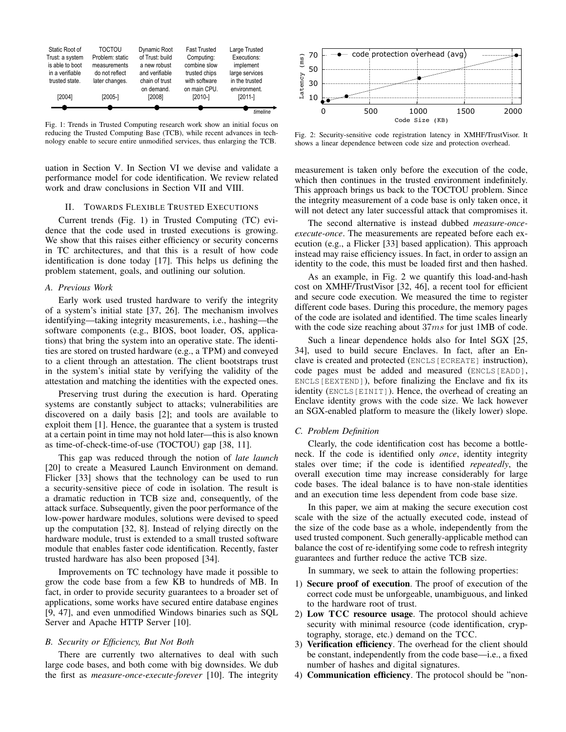Fig. 1: Trends in Trusted Computing research work show an initial focus on reducing the Trusted Computing Base (TCB), while recent advances in technology enable to secure entire unmodified services, thus enlarging the TCB.

Fig. 2: Security-sensitive code registration latency in XMHF/TrustVisor. It shows a linear dependence between code size and protection overhead.

uation in Section V. In Section VI we devise and validate a performance model for code identification. We review related work and draw conclusions in Section VII and VIII.

## II. Towards Flexible Trusted Executions

Current trends (Fig. 1) in Trusted Computing (TC) evidence that the code used in trusted executions is growing. We show that this raises either efficiency or security concerns in TC architectures, and that this is a result of how code identification is done today [17]. This helps us defining the problem statement, goals, and outlining our solution.

### A. Previous Work

Early work used trusted hardware to verify the integrity of a system's initial state [37, 26]. The mechanism involves identifying—taking integrity measurements, i.e., hashing—the software components (e.g., BIOS, boot loader, OS, applications) that bring the system into an operative state. The identities are stored on trusted hardware (e.g., a TPM) and conveyed to a client through an attestation. The client bootstraps trust in the system's initial state by verifying the validity of the attestation and matching the identities with the expected ones.

Preserving trust during the execution is hard. Operating systems are constantly subject to attacks; vulnerabilities are discovered on a daily basis [2]; and tools are available to exploit them [1]. Hence, the guarantee that a system is trusted at a certain point in time may not hold later—this is also known as time-of-check-time-of-use (TOCTOU) gap [38, 11].

This gap was reduced through the notion of *late launch* [20] to create a Measured Launch Environment on demand. Flicker [33] shows that the technology can be used to run a security-sensitive piece of code in isolation. The result is a dramatic reduction in TCB size and, consequently, of the attack surface. Subsequently, given the poor performance of the low-power hardware modules, solutions were devised to speed up the computation [32, 8]. Instead of relying directly on the hardware module, trust is extended to a small trusted software module that enables faster code identification. Recently, faster trusted hardware has also been proposed [34].

Improvements on TC technology have made it possible to grow the code base from a few KB to hundreds of MB. In fact, in order to provide security guarantees to a broader set of applications, some works have secured entire database engines [9, 47], and even unmodified Windows binaries such as SQL Server and Apache HTTP Server [10].

### B. Security or Efficiency, But Not Both

There are currently two alternatives to deal with such large code bases, and both come with big downsides. We dub the first as *measure-once-execute-forever* [10]. The integrity measurement is taken only before the execution of the code, which then continues in the trusted environment indefinitely. This approach brings us back to the TOCTOU problem. Since the integrity measurement of a code base is only taken once, it will not detect any later successful attack that compromises it.

The second alternative is instead dubbed *measure-once-execute-once*. The measurements are repeated before each execution (e.g., a Flicker [33] based application). This approach instead may raise efficiency issues. In fact, in order to assign an identity to the code, this must be loaded first and then hashed.

As an example, in Fig. 2 we quantify this load-and-hash cost on XMHF/TrustVisor [32, 46], a recent tool for efficient and secure code execution. We measured the time to register different code bases. During this procedure, the memory pages of the code are isolated and identified. The time scales linearly with the code size reaching about $37ms$ for just 1MB of code.

Such a linear dependence holds also for Intel SGX [25, 34], used to build secure Enclaves. In fact, after an Enclave is created and protected (`ENCLS[ECREATE]` instruction), code pages must be added and measured (`ENCLS[EADD]`, `ENCLS[EEXTEND]`), before finalizing the Enclave and fix its identity (`ENCLS[EINIT]`). Hence, the overhead of creating an Enclave identity grows with the code size. We lack however an SGX-enabled platform to measure the (likely lower) slope.

### C. Problem Definition

Clearly, the code identification cost has become a bottleneck. If the code is identified only *once*, identity integrity stales over time; if the code is identified *repeatedly*, the overall execution time may increase considerably for large code bases. The ideal balance is to have non-stale identities and an execution time less dependent from code base size.

In this paper, we aim at making the secure execution cost scale with the size of the actually executed code, instead of the size of the code base as a whole, independently from the used trusted component. Such generally-applicable method can balance the cost of re-identifying some code to refresh integrity guarantees and further reduce the active TCB size.

In summary, we seek to attain the following properties:

1) **Secure proof of execution**. The proof of execution of the correct code must be unforgeable, unambiguous, and linked to the hardware root of trust.
2) **Low TCC resource usage**. The protocol should achieve security with minimal resource (code identification, cryptography, storage, etc.) demand on the TCC.
3) **Verification efficiency**. The overhead for the client should be constant, independently from the code base—i.e., a fixed number of hashes and digital signatures.
4) **Communication efficiency**. The protocol should be "non-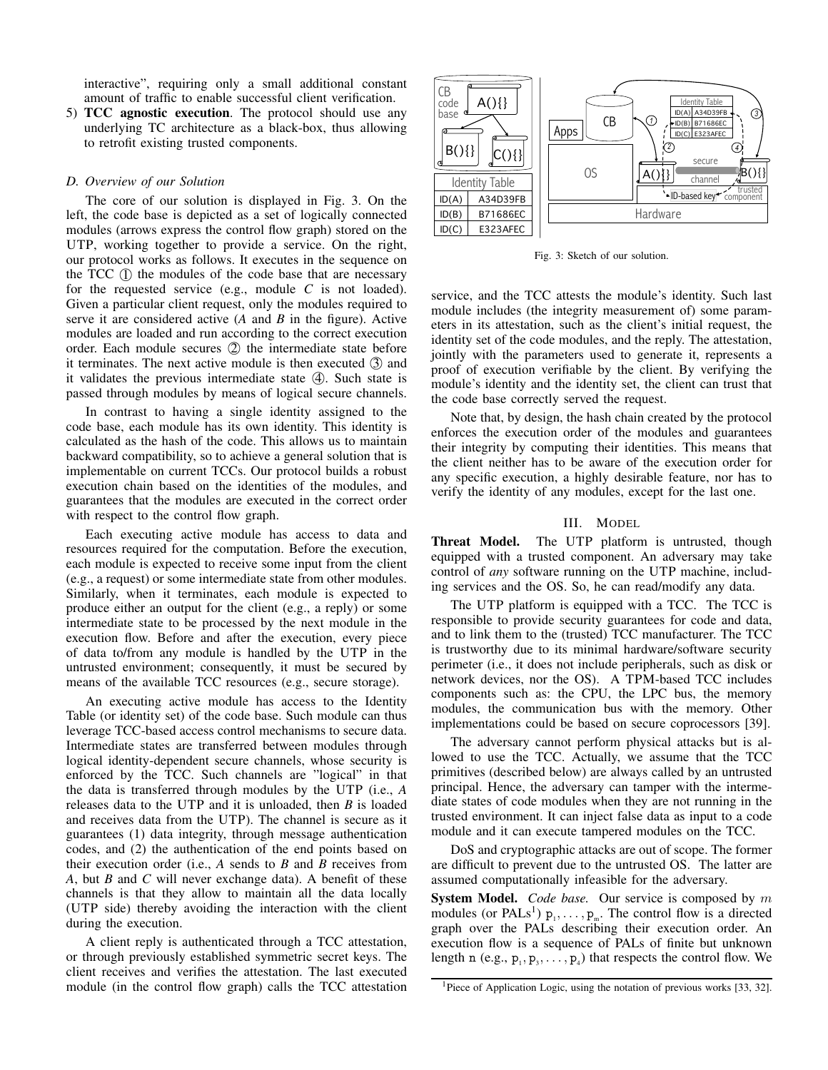interactive", requiring only a small additional constant amount of traffic to enable successful client verification.

5) **TCC agnostic execution**. The protocol should use any underlying TC architecture as a black-box, thus allowing to retrofit existing trusted components.

### D. Overview of our Solution

The core of our solution is displayed in Fig. 3. On the left, the code base is depicted as a set of logically connected modules (arrows express the control flow graph) stored on the UTP, working together to provide a service. On the right, our protocol works as follows. It executes in the sequence on the TCC ① the modules of the code base that are necessary for the requested service (e.g., module *C* is not loaded). Given a particular client request, only the modules required to serve it are considered active (*A* and *B* in the figure). Active modules are loaded and run according to the correct execution order. Each module secures ② the intermediate state before it terminates. The next active module is then executed ③ and it validates the previous intermediate state ④. Such state is passed through modules by means of logical secure channels.

In contrast to having a single identity assigned to the code base, each module has its own identity. This identity is calculated as the hash of the code. This allows us to maintain backward compatibility, so to achieve a general solution that is implementable on current TCCs. Our protocol builds a robust execution chain based on the identities of the modules, and guarantees that the modules are executed in the correct order with respect to the control flow graph.

Each executing active module has access to data and resources required for the computation. Before the execution, each module is expected to receive some input from the client (e.g., a request) or some intermediate state from other modules. Similarly, when it terminates, each module is expected to produce either an output for the client (e.g., a reply) or some intermediate state to be processed by the next module in the execution flow. Before and after the execution, every piece of data to/from any module is handled by the UTP in the untrusted environment; consequently, it must be secured by means of the available TCC resources (e.g., secure storage).

An executing active module has access to the Identity Table (or identity set) of the code base. Such module can thus leverage TCC-based access control mechanisms to secure data. Intermediate states are transferred between modules through logical identity-dependent secure channels, whose security is enforced by the TCC. Such channels are "logical" in that the data is transferred through modules by the UTP (i.e., *A* releases data to the UTP and it is unloaded, then *B* is loaded and receives data from the UTP). The channel is secure as it guarantees (1) data integrity, through message authentication codes, and (2) the authentication of the end points based on their execution order (i.e., *A* sends to *B* and *B* receives from *A*, but *B* and *C* will never exchange data). A benefit of these channels is that they allow to maintain all the data locally (UTP side) thereby avoiding the interaction with the client during the execution.

A client reply is authenticated through a TCC attestation, or through previously established symmetric secret keys. The client receives and verifies the attestation. The last executed module (in the control flow graph) calls the TCC attestation service, and the TCC attests the module's identity. Such last module includes (the integrity measurement of) some parameters in its attestation, such as the client's initial request, the identity set of the code modules, and the reply. The attestation, jointly with the parameters used to generate it, represents a proof of execution verifiable by the client. By verifying the module's identity and the identity set, the client can trust that the code base correctly served the request.

Note that, by design, the hash chain created by the protocol enforces the execution order of the modules and guarantees their integrity by computing their identities. This means that the client neither has to be aware of the execution order for any specific execution, a highly desirable feature, nor has to verify the identity of any modules, except for the last one.

| Identity Table | |
|---|---|
| ID(A) | A34D39FB |
| ID(B) | B71686EC |
| ID(C) | E323AFEC |

Fig. 3: Sketch of our solution.

## III. Model

**Threat Model.** The UTP platform is untrusted, though equipped with a trusted component. An adversary may take control of *any* software running on the UTP machine, including services and the OS. So, he can read/modify any data.

The UTP platform is equipped with a TCC. The TCC is responsible to provide security guarantees for code and data, and to link them to the (trusted) TCC manufacturer. The TCC is trustworthy due to its minimal hardware/software security perimeter (i.e., it does not include peripherals, such as disk or network devices, nor the OS). A TPM-based TCC includes components such as: the CPU, the LPC bus, the memory modules, the communication bus with the memory. Other implementations could be based on secure coprocessors [39].

The adversary cannot perform physical attacks but is allowed to use the TCC. Actually, we assume that the TCC primitives (described below) are always called by an untrusted principal. Hence, the adversary can tamper with the intermediate states of code modules when they are not running in the trusted environment. It can inject false data as input to a code module and it can execute tampered modules on the TCC.

DoS and cryptographic attacks are out of scope. The former are difficult to prevent due to the untrusted OS. The latter are assumed computationally infeasible for the adversary.

**System Model.** *Code base.* Our service is composed by $m$ modules (or PALs[1]) $p_1, \ldots, p_m$. The control flow is a directed graph over the PALs describing their execution order. An execution flow is a sequence of PALs of finite but unknown length $n$ (e.g., $p_1, p_3, \ldots, p_4$) that respects the control flow. We

[1]Piece of Application Logic, using the notation of previous works [33, 32].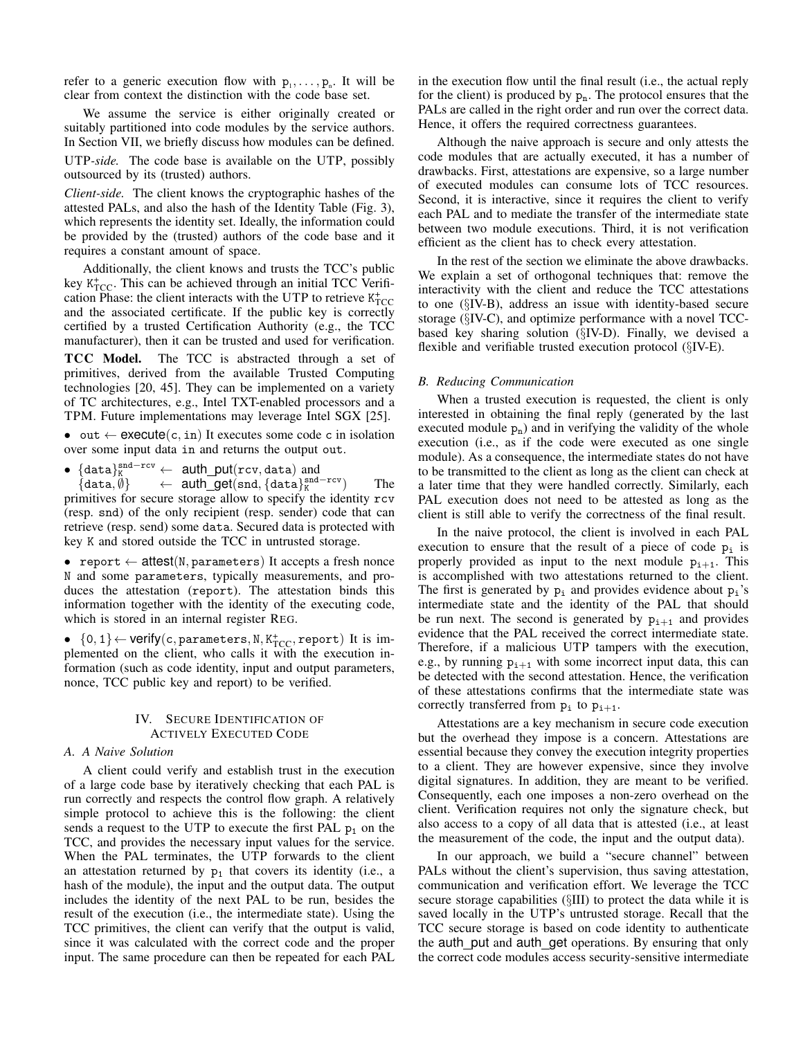refer to a generic execution flow with $p_1, \ldots, p_n$. It will be clear from context the distinction with the code base set.

We assume the service is either originally created or suitably partitioned into code modules by the service authors. In Section VII, we briefly discuss how modules can be defined.

*UTP-side.* The code base is available on the UTP, possibly outsourced by its (trusted) authors.

*Client-side.* The client knows the cryptographic hashes of the attested PALs, and also the hash of the Identity Table (Fig. 3), which represents the identity set. Ideally, the information could be provided by the (trusted) authors of the code base and it requires a constant amount of space.

Additionally, the client knows and trusts the TCC's public key $K^+_{TCC}$. This can be achieved through an initial TCC Verification Phase: the client interacts with the UTP to retrieve $K^+_{TCC}$ and the associated certificate. If the public key is correctly certified by a trusted Certification Authority (e.g., the TCC manufacturer), then it can be trusted and used for verification.

**TCC Model.** The TCC is abstracted through a set of primitives, derived from the available Trusted Computing technologies [20, 45]. They can be implemented on a variety of TC architectures, e.g., Intel TXT-enabled processors and a TPM. Future implementations may leverage Intel SGX [25].

- $\mathtt{out} \leftarrow \mathsf{execute}(\mathtt{c}, \mathtt{in})$ It executes some code c in isolation over some input data in and returns the output out.
- $\{\mathtt{data}\}_K^{\mathtt{snd-rcv}} \leftarrow \mathsf{auth\_put}(\mathtt{rcv}, \mathtt{data})$ and $\{\mathtt{data}, \emptyset\} \leftarrow \mathsf{auth\_get}(\mathtt{snd}, \{\mathtt{data}\}_K^{\mathtt{snd-rcv}})$ The primitives for secure storage allow to specify the identity rcv (resp. snd) of the only recipient (resp. sender) code that can retrieve (resp. send) some data. Secured data is protected with key K and stored outside the TCC in untrusted storage.
- $\mathtt{report} \leftarrow \mathsf{attest}(\mathtt{N}, \mathtt{parameters})$ It accepts a fresh nonce N and some parameters, typically measurements, and produces the attestation (report). The attestation binds this information together with the identity of the executing code, which is stored in an internal register REG.
- $\{0, 1\} \leftarrow \mathsf{verify}(\mathtt{c}, \mathtt{parameters}, \mathtt{N}, K^+_{TCC}, \mathtt{report})$ It is implemented on the client, who calls it with the execution information (such as code identity, input and output parameters, nonce, TCC public key and report) to be verified.

## IV. Secure Identification of Actively Executed Code

### A. A Naive Solution

A client could verify and establish trust in the execution of a large code base by iteratively checking that each PAL is run correctly and respects the control flow graph. A relatively simple protocol to achieve this is the following: the client sends a request to the UTP to execute the first PAL $p_1$ on the TCC, and provides the necessary input values for the service. When the PAL terminates, the UTP forwards to the client an attestation returned by $p_1$ that covers its identity (i.e., a hash of the module), the input and the output data. The output includes the identity of the next PAL to be run, besides the result of the execution (i.e., the intermediate state). Using the TCC primitives, the client can verify that the output is valid, since it was calculated with the correct code and the proper input. The same procedure can then be repeated for each PAL in the execution flow until the final result (i.e., the actual reply for the client) is produced by $p_n$. The protocol ensures that the PALs are called in the right order and run over the correct data. Hence, it offers the required correctness guarantees.

Although the naive approach is secure and only attests the code modules that are actually executed, it has a number of drawbacks. First, attestations are expensive, so a large number of executed modules can consume lots of TCC resources. Second, it is interactive, since it requires the client to verify each PAL and to mediate the transfer of the intermediate state between two module executions. Third, it is not verification efficient as the client has to check every attestation.

In the rest of the section we eliminate the above drawbacks. We explain a set of orthogonal techniques that: remove the interactivity with the client and reduce the TCC attestations to one (§IV-B), address an issue with identity-based secure storage (§IV-C), and optimize performance with a novel TCC-based key sharing solution (§IV-D). Finally, we devised a flexible and verifiable trusted execution protocol (§IV-E).

### B. Reducing Communication

When a trusted execution is requested, the client is only interested in obtaining the final reply (generated by the last executed module $p_n$) and in verifying the validity of the whole execution (i.e., as if the code were executed as one single module). As a consequence, the intermediate states do not have to be transmitted to the client as long as the client can check at a later time that they were handled correctly. Similarly, each PAL execution does not need to be attested as long as the client is still able to verify the correctness of the final result.

In the naive protocol, the client is involved in each PAL execution to ensure that the result of a piece of code $p_i$ is properly provided as input to the next module $p_{i+1}$. This is accomplished with two attestations returned to the client. The first is generated by $p_i$ and provides evidence about $p_i$'s intermediate state and the identity of the PAL that should be run next. The second is generated by $p_{i+1}$ and provides evidence that the PAL received the correct intermediate state. Therefore, if a malicious UTP tampers with the execution, e.g., by running $p_{i+1}$ with some incorrect input data, this can be detected with the second attestation. Hence, the verification of these attestations confirms that the intermediate state was correctly transferred from $p_i$ to $p_{i+1}$.

Attestations are a key mechanism in secure code execution but the overhead they impose is a concern. Attestations are essential because they convey the execution integrity properties to a client. They are however expensive, since they involve digital signatures. In addition, they are meant to be verified. Consequently, each one imposes a non-zero overhead on the client. Verification requires not only the signature check, but also access to a copy of all data that is attested (i.e., at least the measurement of the code, the input and the output data).

In our approach, we build a "secure channel" between PALs without the client's supervision, thus saving attestation, communication and verification effort. We leverage the TCC secure storage capabilities (§III) to protect the data while it is saved locally in the UTP's untrusted storage. Recall that the TCC secure storage is based on code identity to authenticate the auth_put and auth_get operations. By ensuring that only the correct code modules access security-sensitive intermediate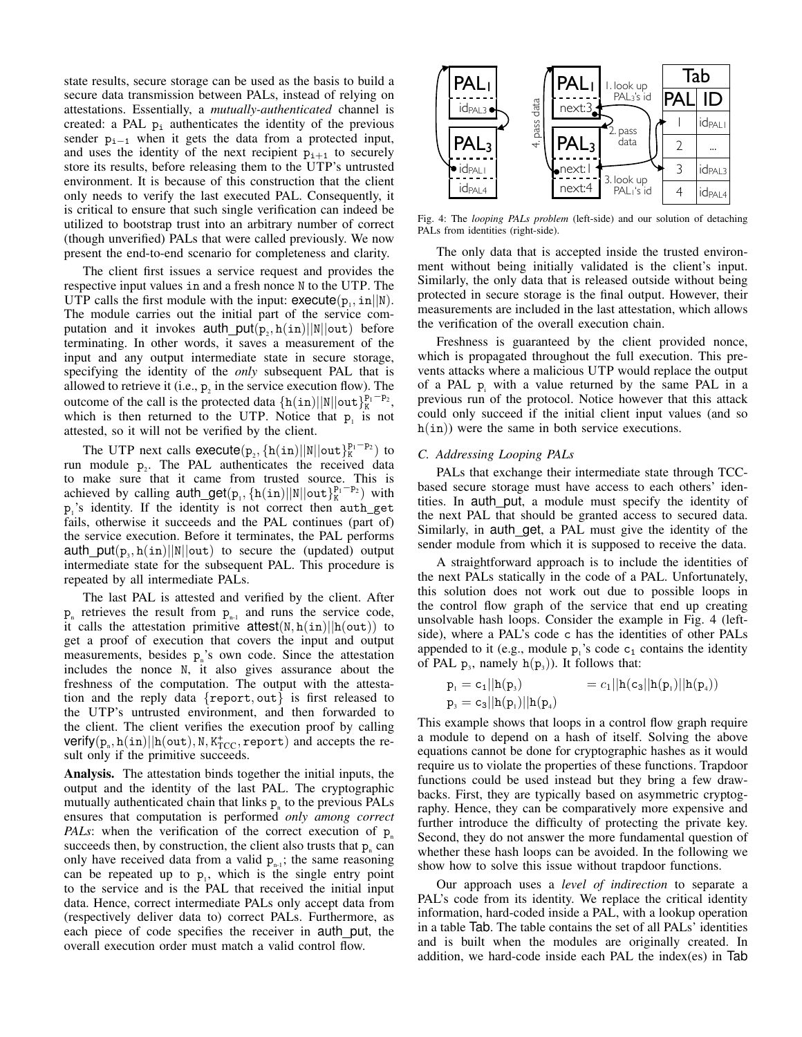state results, secure storage can be used as the basis to build a secure data transmission between PALs, instead of relying on attestations. Essentially, a *mutually-authenticated* channel is created: a PAL $p_i$ authenticates the identity of the previous sender $p_{i-1}$ when it gets the data from a protected input, and uses the identity of the next recipient $p_{i+1}$ to securely store its results, before releasing them to the UTP's untrusted environment. It is because of this construction that the client only needs to verify the last executed PAL. Consequently, it is critical to ensure that such single verification can indeed be utilized to bootstrap trust into an arbitrary number of correct (though unverified) PALs that were called previously. We now present the end-to-end scenario for completeness and clarity.

The client first issues a service request and provides the respective input values in and a fresh nonce N to the UTP. The UTP calls the first module with the input: $\mathsf{execute}(p_1, \mathtt{in}||\mathtt{N})$. The module carries out the initial part of the service computation and it invokes $\mathsf{auth\_put}(p_2, \mathtt{h}(\mathtt{in})||\mathtt{N}||\mathtt{out})$ before terminating. In other words, it saves a measurement of the input and any output intermediate state in secure storage, specifying the identity of the *only* subsequent PAL that is allowed to retrieve it (i.e., $p_2$ in the service execution flow). The outcome of the call is the protected data $\{\mathtt{h}(\mathtt{in})||\mathtt{N}||\mathtt{out}\}_{\mathtt{K}}^{p_1-p_2}$, which is then returned to the UTP. Notice that $p_1$ is not attested, so it will not be verified by the client.

The UTP next calls $\mathsf{execute}(p_2, \{\mathtt{h}(\mathtt{in})||\mathtt{N}||\mathtt{out}\}_{\mathtt{K}}^{p_1-p_2})$ to run module $p_2$. The PAL authenticates the received data to make sure that it came from trusted source. This is achieved by calling $\mathsf{auth\_get}(p_1, \{\mathtt{h}(\mathtt{in})||\mathtt{N}||\mathtt{out}\}_{\mathtt{K}}^{p_1-p_2})$ with $p_1$'s identity. If the identity is not correct then auth_get fails, otherwise it succeeds and the PAL continues (part of) the service execution. Before it terminates, the PAL performs $\mathsf{auth\_put}(p_3, \mathtt{h}(\mathtt{in})||\mathtt{N}||\mathtt{out})$ to secure the (updated) output intermediate state for the subsequent PAL. This procedure is repeated by all intermediate PALs.

The last PAL is attested and verified by the client. After $p_n$ retrieves the result from $p_{n-1}$ and runs the service code, it calls the attestation primitive $\mathsf{attest}(\mathtt{N}, \mathtt{h}(\mathtt{in})||\mathtt{h}(\mathtt{out}))$ to get a proof of execution that covers the input and output measurements, besides $p_n$'s own code. Since the attestation includes the nonce N, it also gives assurance about the freshness of the computation. The output with the attestation and the reply data $\{\mathtt{report}, \mathtt{out}\}$ is first released to the UTP's untrusted environment, and then forwarded to the client. The client verifies the execution proof by calling $\mathsf{verify}(p_n, \mathtt{h}(\mathtt{in})||\mathtt{h}(\mathtt{out}), \mathtt{N}, \mathtt{K}^+_{\mathtt{TCC}}, \mathtt{report})$ and accepts the result only if the primitive succeeds.

**Analysis.** The attestation binds together the initial inputs, the output and the identity of the last PAL. The cryptographic mutually authenticated chain that links $p_n$ to the previous PALs ensures that computation is performed *only among correct PALs*: when the verification of the correct execution of $p_n$ succeeds then, by construction, the client also trusts that $p_n$ can only have received data from a valid $p_{n-1}$; the same reasoning can be repeated up to $p_1$, which is the single entry point to the service and is the PAL that received the initial input data. Hence, correct intermediate PALs only accept data from (respectively deliver data to) correct PALs. Furthermore, as each piece of code specifies the receiver in auth_put, the overall execution order must match a valid control flow.

| PAL | ID |
|---|---|
| 1 | $id_{PAL1}$ |
| 2 | ... |
| 3 | $id_{PAL3}$ |
| 4 | $id_{PAL4}$ |

Fig. 4: The *looping PALs problem* (left-side) and our solution of detaching PALs from identities (right-side).

The only data that is accepted inside the trusted environment without being initially validated is the client's input. Similarly, the only data that is released outside without being protected in secure storage is the final output. However, their measurements are included in the last attestation, which allows the verification of the overall execution chain.

Freshness is guaranteed by the client provided nonce, which is propagated throughout the full execution. This prevents attacks where a malicious UTP would replace the output of a PAL $p_i$ with a value returned by the same PAL in a previous run of the protocol. Notice however that this attack could only succeed if the initial client input values (and so $\mathtt{h}(\mathtt{in})$) were the same in both service executions.

### C. Addressing Looping PALs

PALs that exchange their intermediate state through TCC-based secure storage must have access to each others' identities. In auth_put, a module must specify the identity of the next PAL that should be granted access to secured data. Similarly, in auth_get, a PAL must give the identity of the sender module from which it is supposed to receive the data.

A straightforward approach is to include the identities of the next PALs statically in the code of a PAL. Unfortunately, this solution does not work out due to possible loops in the control flow graph of the service that end up creating unsolvable hash loops. Consider the example in Fig. 4 (left-side), where a PAL's code c has the identities of other PALs appended to it (e.g., module $p_1$'s code $c_1$ contains the identity of PAL $p_3$, namely $\mathtt{h}(p_3)$). It follows that:

$$p_1 = c_1||\mathtt{h}(p_3) \qquad = c_1||\mathtt{h}(c_3||\mathtt{h}(p_1)||\mathtt{h}(p_4))$$
$$p_3 = c_3||\mathtt{h}(p_1)||\mathtt{h}(p_4)$$

This example shows that loops in a control flow graph require a module to depend on a hash of itself. Solving the above equations cannot be done for cryptographic hashes as it would require us to violate the properties of these functions. Trapdoor functions could be used instead but they bring a few drawbacks. First, they are typically based on asymmetric cryptography. Hence, they can be comparatively more expensive and further introduce the difficulty of protecting the private key. Second, they do not answer the more fundamental question of whether these hash loops can be avoided. In the following we show how to solve this issue without trapdoor functions.

Our approach uses a *level of indirection* to separate a PAL's code from its identity. We replace the critical identity information, hard-coded inside a PAL, with a lookup operation in a table Tab. The table contains the set of all PALs' identities and is built when the modules are originally created. In addition, we hard-code inside each PAL the index(es) in Tab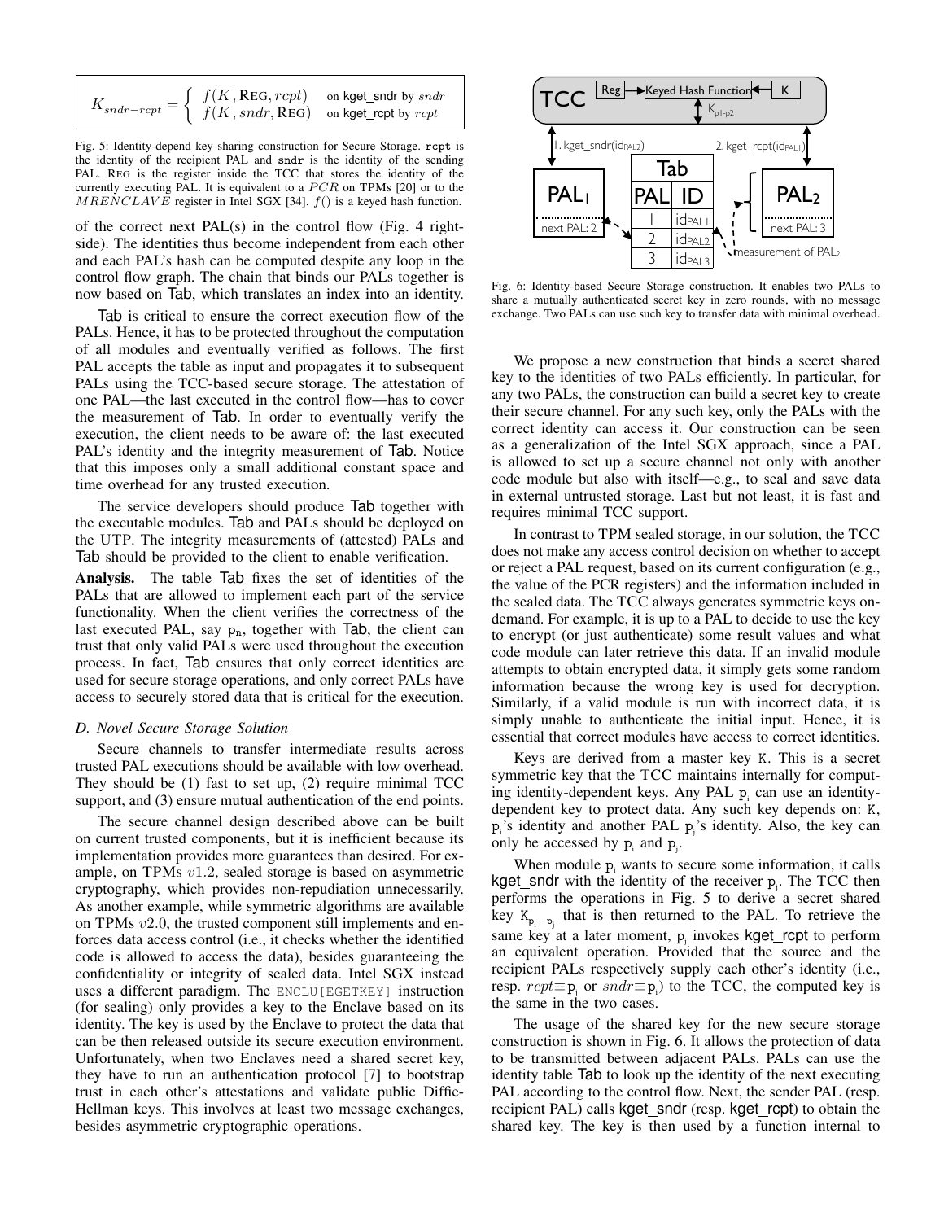$$K_{sndr-rcpt} = \begin{cases} f(K, \text{REG}, rcpt) & \text{on kget\_sndr by } sndr \\ f(K, sndr, \text{REG}) & \text{on kget\_rcpt by } rcpt \end{cases}$$

Fig. 5: Identity-depend key sharing construction for Secure Storage. rcpt is the identity of the recipient PAL and sndr is the identity of the sending PAL. REG is the register inside the TCC that stores the identity of the currently executing PAL. It is equivalent to a $PCR$ on TPMs [20] or to the $MRENCLAVE$ register in Intel SGX [34]. $f()$ is a keyed hash function.

of the correct next PAL(s) in the control flow (Fig. 4 right-side). The identities thus become independent from each other and each PAL's hash can be computed despite any loop in the control flow graph. The chain that binds our PALs together is now based on Tab, which translates an index into an identity.

Tab is critical to ensure the correct execution flow of the PALs. Hence, it has to be protected throughout the computation of all modules and eventually verified as follows. The first PAL accepts the table as input and propagates it to subsequent PALs using the TCC-based secure storage. The attestation of one PAL—the last executed in the control flow—has to cover the measurement of Tab. In order to eventually verify the execution, the client needs to be aware of: the last executed PAL's identity and the integrity measurement of Tab. Notice that this imposes only a small additional constant space and time overhead for any trusted execution.

The service developers should produce Tab together with the executable modules. Tab and PALs should be deployed on the UTP. The integrity measurements of (attested) PALs and Tab should be provided to the client to enable verification.

**Analysis.** The table Tab fixes the set of identities of the PALs that are allowed to implement each part of the service functionality. When the client verifies the correctness of the last executed PAL, say $p_n$, together with Tab, the client can trust that only valid PALs were used throughout the execution process. In fact, Tab ensures that only correct identities are used for secure storage operations, and only correct PALs have access to securely stored data that is critical for the execution.

### D. Novel Secure Storage Solution

Secure channels to transfer intermediate results across trusted PAL executions should be available with low overhead. They should be (1) fast to set up, (2) require minimal TCC support, and (3) ensure mutual authentication of the end points.

The secure channel design described above can be built on current trusted components, but it is inefficient because its implementation provides more guarantees than desired. For example, on TPMs $v1.2$, sealed storage is based on asymmetric cryptography, which provides non-repudiation unnecessarily. As another example, while symmetric algorithms are available on TPMs $v2.0$, the trusted component still implements and enforces data access control (i.e., it checks whether the identified code is allowed to access the data), besides guaranteeing the confidentiality or integrity of sealed data. Intel SGX instead uses a different paradigm. The ENCLU[EGETKEY] instruction (for sealing) only provides a key to the Enclave based on its identity. The key is used by the Enclave to protect the data that can be then released outside its secure execution environment. Unfortunately, when two Enclaves need a shared secret key, they have to run an authentication protocol [7] to bootstrap trust in each other's attestations and validate public Diffie-Hellman keys. This involves at least two message exchanges, besides asymmetric cryptographic operations.

Fig. 6: Identity-based Secure Storage construction. It enables two PALs to share a mutually authenticated secret key in zero rounds, with no message exchange. Two PALs can use such key to transfer data with minimal overhead.

We propose a new construction that binds a secret shared key to the identities of two PALs efficiently. In particular, for any two PALs, the construction can build a secret key to create their secure channel. For any such key, only the PALs with the correct identity can access it. Our construction can be seen as a generalization of the Intel SGX approach, since a PAL is allowed to set up a secure channel not only with another code module but also with itself—e.g., to seal and save data in external untrusted storage. Last but not least, it is fast and requires minimal TCC support.

In contrast to TPM sealed storage, in our solution, the TCC does not make any access control decision on whether to accept or reject a PAL request, based on its current configuration (e.g., the value of the PCR registers) and the information included in the sealed data. The TCC always generates symmetric keys on-demand. For example, it is up to a PAL to decide to use the key to encrypt (or just authenticate) some result values and what code module can later retrieve this data. If an invalid module attempts to obtain encrypted data, it simply gets some random information because the wrong key is used for decryption. Similarly, if a valid module is run with incorrect data, it is simply unable to authenticate the initial input. Hence, it is essential that correct modules have access to correct identities.

Keys are derived from a master key K. This is a secret symmetric key that the TCC maintains internally for computing identity-dependent keys. Any PAL $p_i$ can use an identity-dependent key to protect data. Any such key depends on: K, $p_i$'s identity and another PAL $p_j$'s identity. Also, the key can only be accessed by $p_i$ and $p_j$.

When module $p_i$ wants to secure some information, it calls kget_sndr with the identity of the receiver $p_j$. The TCC then performs the operations in Fig. 5 to derive a secret shared key $K_{p_i-p_j}$ that is then returned to the PAL. To retrieve the same key at a later moment, $p_j$ invokes kget_rcpt to perform an equivalent operation. Provided that the source and the recipient PALs respectively supply each other's identity (i.e., resp. $rcpt \equiv p_j$ or $sndr \equiv p_i$) to the TCC, the computed key is the same in the two cases.

The usage of the shared key for the new secure storage construction is shown in Fig. 6. It allows the protection of data to be transmitted between adjacent PALs. PALs can use the identity table Tab to look up the identity of the next executing PAL according to the control flow. Next, the sender PAL (resp. recipient PAL) calls kget_sndr (resp. kget_rcpt) to obtain the shared key. The key is then used by a function internal to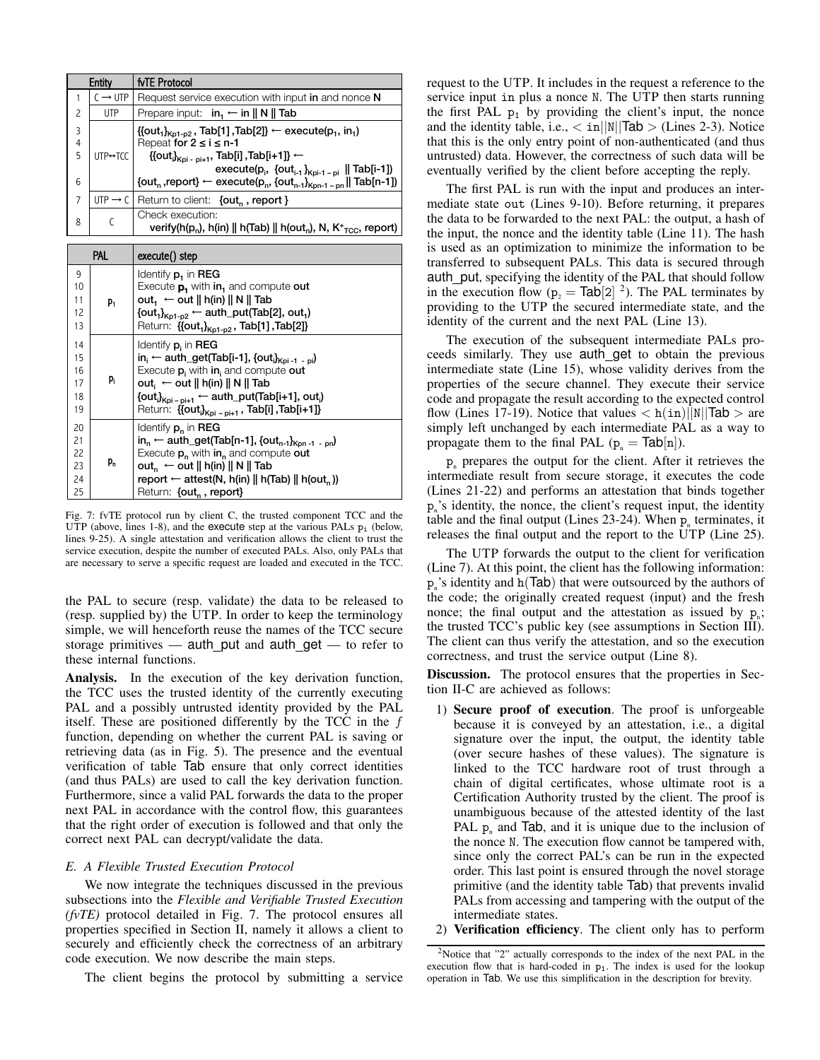| | Entity | fvTE Protocol |
|---|---|---|
| 1 | C → UTP | Request service execution with input **in** and nonce **N** |
| 2 | UTP | Prepare input: $\mathbf{in_1 \leftarrow in \,\|\, N \,\|\, Tab}$ |
| 3<br>4<br>5<br><br>6 | UTP↔TCC | $\{\{out_1\}_{Kp1-p2}, Tab[1], Tab[2]\} \leftarrow execute(p_1, in_1)$<br>Repeat **for** $2 \leq i \leq n-1$<br>$\{\{out_i\}_{Kpi-pi+1}, Tab[i], Tab[i+1]\} \leftarrow execute(p_i, \{out_{i-1}\}_{Kpi-1-pi} \,\|\, Tab[i-1])$<br>$\{out_n, report\} \leftarrow execute(p_n, \{out_{n-1}\}_{Kpn-1-pn} \,\|\, Tab[n-1])$ |
| 7 | UTP → C | Return to client: $\{out_n, report\}$ |
| 8 | C | Check execution:<br>$verify(h(p_n), h(in) \,\|\, h(Tab) \,\|\, h(out_n), N, K^+_{TCC}, report)$ |

| | PAL | execute() step |
|---|---|---|
| 9<br>10<br>11<br>12<br>13 | $p_1$ | Identify $p_1$ in **REG**<br>Execute $p_1$ with $in_1$ and compute **out**<br>$out_1 \leftarrow out \,\|\, h(in) \,\|\, N \,\|\, Tab$<br>$\{out_1\}_{Kp1-p2} \leftarrow auth\_put(Tab[2], out_1)$<br>Return: $\{\{out_1\}_{Kp1-p2}, Tab[1], Tab[2]\}$ |
| 14<br>15<br>16<br>17<br>18<br>19 | $p_i$ | Identify $p_i$ in **REG**<br>$in_i \leftarrow auth\_get(Tab[i-1], \{out_i\}_{Kpi-1-pi})$<br>Execute $p_i$ with $in_i$ and compute **out**<br>$out_i \leftarrow out \,\|\, h(in) \,\|\, N \,\|\, Tab$<br>$\{out_i\}_{Kpi-pi+1} \leftarrow auth\_put(Tab[i+1], out_i)$<br>Return: $\{\{out_i\}_{Kpi-pi+1}, Tab[i], Tab[i+1]\}$ |
| 20<br>21<br>22<br>23<br>24<br>25 | $p_n$ | Identify $p_n$ in **REG**<br>$in_n \leftarrow auth\_get(Tab[n-1], \{out_{n-1}\}_{Kpn-1-pn})$<br>Execute $p_n$ with $in_n$ and compute **out**<br>$out_n \leftarrow out \,\|\, h(in) \,\|\, N \,\|\, Tab$<br>$report \leftarrow attest(N, h(in) \,\|\, h(Tab) \,\|\, h(out_n))$<br>Return: $\{out_n, report\}$ |

Fig. 7: fvTE protocol run by client C, the trusted component TCC and the UTP (above, lines 1-8), and the execute step at the various PALs $p_i$ (below, lines 9-25). A single attestation and verification allows the client to trust the service execution, despite the number of executed PALs. Also, only PALs that are necessary to serve a specific request are loaded and executed in the TCC.

the PAL to secure (resp. validate) the data to be released to (resp. supplied by) the UTP. In order to keep the terminology simple, we will henceforth reuse the names of the TCC secure storage primitives — auth_put and auth_get — to refer to these internal functions.

**Analysis.** In the execution of the key derivation function, the TCC uses the trusted identity of the currently executing PAL and a possibly untrusted identity provided by the PAL itself. These are positioned differently by the TCC in the $f$ function, depending on whether the current PAL is saving or retrieving data (as in Fig. 5). The presence and the eventual verification of table Tab ensure that only correct identities (and thus PALs) are used to call the key derivation function. Furthermore, since a valid PAL forwards the data to the proper next PAL in accordance with the control flow, this guarantees that the right order of execution is followed and that only the correct next PAL can decrypt/validate the data.

### *E. A Flexible Trusted Execution Protocol*

We now integrate the techniques discussed in the previous subsections into the *Flexible and Verifiable Trusted Execution (fvTE)* protocol detailed in Fig. 7. The protocol ensures all properties specified in Section II, namely it allows a client to securely and efficiently check the correctness of an arbitrary code execution. We now describe the main steps.

The client begins the protocol by submitting a service request to the UTP. It includes in the request a reference to the service input in plus a nonce N. The UTP then starts running the first PAL $p_1$ by providing the client's input, the nonce and the identity table, i.e., $< in||N||Tab >$ (Lines 2-3). Notice that this is the only entry point of non-authenticated (and thus untrusted) data. However, the correctness of such data will be eventually verified by the client before accepting the reply.

The first PAL is run with the input and produces an intermediate state out (Lines 9-10). Before returning, it prepares the data to be forwarded to the next PAL: the output, a hash of the input, the nonce and the identity table (Line 11). The hash is used as an optimization to minimize the information to be transferred to subsequent PALs. This data is secured through auth_put, specifying the identity of the PAL that should follow in the execution flow ($p_2 = Tab[2]$ [2]). The PAL terminates by providing to the UTP the secured intermediate state, and the identity of the current and the next PAL (Line 13).

The execution of the subsequent intermediate PALs proceeds similarly. They use auth_get to obtain the previous intermediate state (Line 15), whose validity derives from the properties of the secure channel. They execute their service code and propagate the result according to the expected control flow (Lines 17-19). Notice that values $< h(in)||N||Tab >$ are simply left unchanged by each intermediate PAL as a way to propagate them to the final PAL ($p_n = Tab[n]$).

$p_n$ prepares the output for the client. After it retrieves the intermediate result from secure storage, it executes the code (Lines 21-22) and performs an attestation that binds together $p_n$'s identity, the nonce, the client's request input, the identity table and the final output (Lines 23-24). When $p_n$ terminates, it releases the final output and the report to the UTP (Line 25).

The UTP forwards the output to the client for verification (Line 7). At this point, the client has the following information: $p_n$'s identity and $h(Tab)$ that were outsourced by the authors of the code; the originally created request (input) and the fresh nonce; the final output and the attestation as issued by $p_n$; the trusted TCC's public key (see assumptions in Section III). The client can thus verify the attestation, and so the execution correctness, and trust the service output (Line 8).

**Discussion.** The protocol ensures that the properties in Section II-C are achieved as follows:

1) **Secure proof of execution**. The proof is unforgeable because it is conveyed by an attestation, i.e., a digital signature over the input, the output, the identity table (over secure hashes of these values). The signature is linked to the TCC hardware root of trust through a chain of digital certificates, whose ultimate root is a Certification Authority trusted by the client. The proof is unambiguous because of the attested identity of the last PAL $p_n$ and Tab, and it is unique due to the inclusion of the nonce N. The execution flow cannot be tampered with, since only the correct PAL's can be run in the expected order. This last point is ensured through the novel storage primitive (and the identity table Tab) that prevents invalid PALs from accessing and tampering with the output of the intermediate states.
2) **Verification efficiency**. The client only has to perform

[2] Notice that "2" actually corresponds to the index of the next PAL in the execution flow that is hard-coded in $p_1$. The index is used for the lookup operation in Tab. We use this simplification in the description for brevity.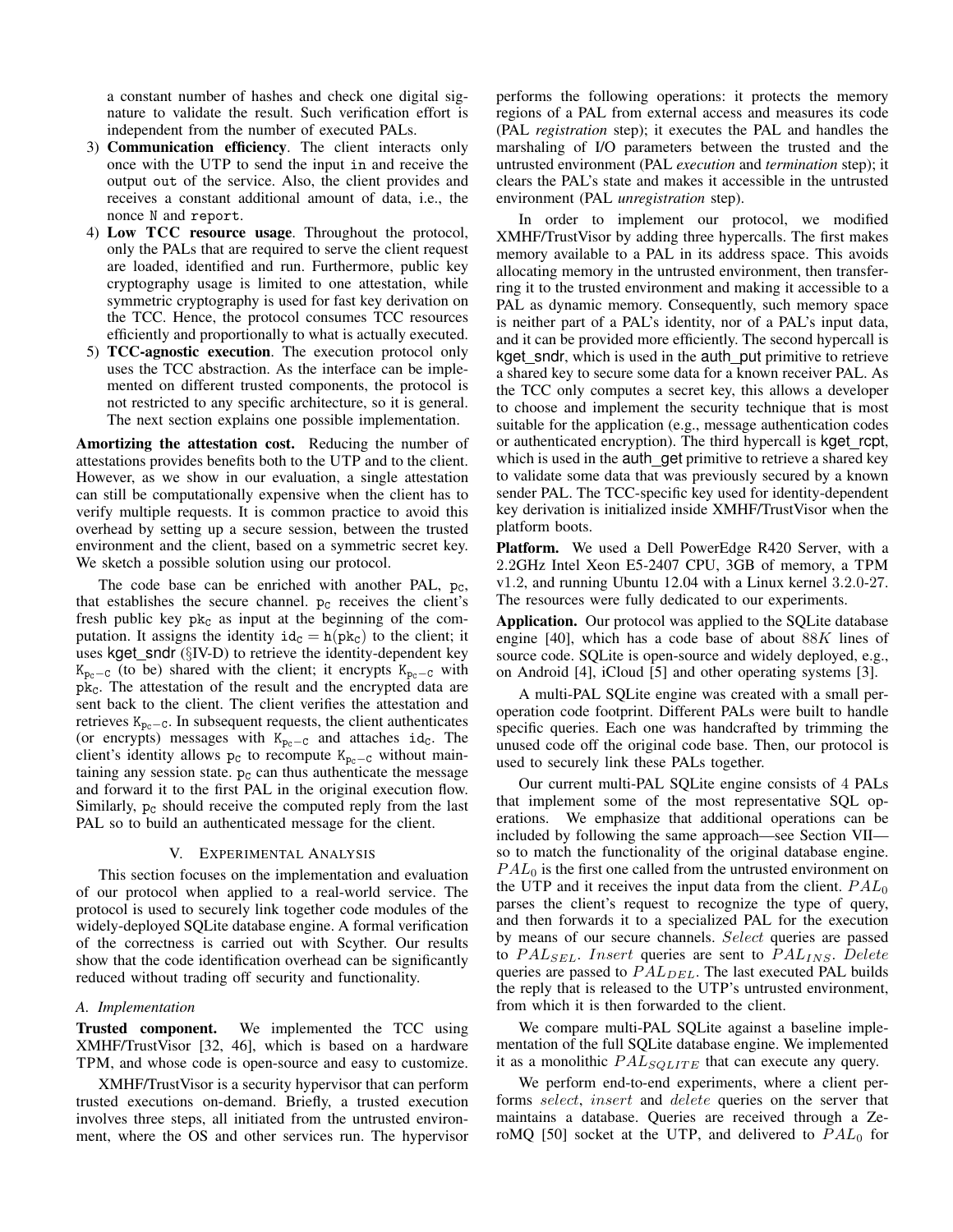a constant number of hashes and check one digital signature to validate the result. Such verification effort is independent from the number of executed PALs.

3) **Communication efficiency**. The client interacts only once with the UTP to send the input in and receive the output out of the service. Also, the client provides and receives a constant additional amount of data, i.e., the nonce N and report.
4) **Low TCC resource usage**. Throughout the protocol, only the PALs that are required to serve the client request are loaded, identified and run. Furthermore, public key cryptography usage is limited to one attestation, while symmetric cryptography is used for fast key derivation on the TCC. Hence, the protocol consumes TCC resources efficiently and proportionally to what is actually executed.
5) **TCC-agnostic execution**. The execution protocol only uses the TCC abstraction. As the interface can be implemented on different trusted components, the protocol is not restricted to any specific architecture, so it is general. The next section explains one possible implementation.

**Amortizing the attestation cost.** Reducing the number of attestations provides benefits both to the UTP and to the client. However, as we show in our evaluation, a single attestation can still be computationally expensive when the client has to verify multiple requests. It is common practice to avoid this overhead by setting up a secure session, between the trusted environment and the client, based on a symmetric secret key. We sketch a possible solution using our protocol.

The code base can be enriched with another PAL, $p_C$, that establishes the secure channel. $p_C$ receives the client's fresh public key $pk_C$ as input at the beginning of the computation. It assigns the identity $id_C = h(pk_C)$ to the client; it uses kget_sndr (§IV-D) to retrieve the identity-dependent key $K_{p_C-C}$ (to be) shared with the client; it encrypts $K_{p_C-C}$ with $pk_C$. The attestation of the result and the encrypted data are sent back to the client. The client verifies the attestation and retrieves $K_{p_C-C}$. In subsequent requests, the client authenticates (or encrypts) messages with $K_{p_C-C}$ and attaches $id_C$. The client's identity allows $p_C$ to recompute $K_{p_C-C}$ without maintaining any session state. $p_C$ can thus authenticate the message and forward it to the first PAL in the original execution flow. Similarly, $p_C$ should receive the computed reply from the last PAL so to build an authenticated message for the client.

## V. Experimental Analysis

This section focuses on the implementation and evaluation of our protocol when applied to a real-world service. The protocol is used to securely link together code modules of the widely-deployed SQLite database engine. A formal verification of the correctness is carried out with Scyther. Our results show that the code identification overhead can be significantly reduced without trading off security and functionality.

### A. Implementation

**Trusted component.** We implemented the TCC using XMHF/TrustVisor [32, 46], which is based on a hardware TPM, and whose code is open-source and easy to customize.

XMHF/TrustVisor is a security hypervisor that can perform trusted executions on-demand. Briefly, a trusted execution involves three steps, all initiated from the untrusted environment, where the OS and other services run. The hypervisor performs the following operations: it protects the memory regions of a PAL from external access and measures its code (PAL *registration* step); it executes the PAL and handles the marshaling of I/O parameters between the trusted and the untrusted environment (PAL *execution* and *termination* step); it clears the PAL's state and makes it accessible in the untrusted environment (PAL *unregistration* step).

In order to implement our protocol, we modified XMHF/TrustVisor by adding three hypercalls. The first makes memory available to a PAL in its address space. This avoids allocating memory in the untrusted environment, then transferring it to the trusted environment and making it accessible to a PAL as dynamic memory. Consequently, such memory space is neither part of a PAL's identity, nor of a PAL's input data, and it can be provided more efficiently. The second hypercall is kget_sndr, which is used in the auth_put primitive to retrieve a shared key to secure some data for a known receiver PAL. As the TCC only computes a secret key, this allows a developer to choose and implement the security technique that is most suitable for the application (e.g., message authentication codes or authenticated encryption). The third hypercall is kget_rcpt, which is used in the auth_get primitive to retrieve a shared key to validate some data that was previously secured by a known sender PAL. The TCC-specific key used for identity-dependent key derivation is initialized inside XMHF/TrustVisor when the platform boots.

**Platform.** We used a Dell PowerEdge R420 Server, with a 2.2GHz Intel Xeon E5-2407 CPU, 3GB of memory, a TPM v1.2, and running Ubuntu 12.04 with a Linux kernel 3.2.0-27. The resources were fully dedicated to our experiments.

**Application.** Our protocol was applied to the SQLite database engine [40], which has a code base of about $88K$ lines of source code. SQLite is open-source and widely deployed, e.g., on Android [4], iCloud [5] and other operating systems [3].

A multi-PAL SQLite engine was created with a small per-operation code footprint. Different PALs were built to handle specific queries. Each one was handcrafted by trimming the unused code off the original code base. Then, our protocol is used to securely link these PALs together.

Our current multi-PAL SQLite engine consists of 4 PALs that implement some of the most representative SQL operations. We emphasize that additional operations can be included by following the same approach—see Section VII—so to match the functionality of the original database engine. $PAL_0$ is the first one called from the untrusted environment on the UTP and it receives the input data from the client. $PAL_0$ parses the client's request to recognize the type of query, and then forwards it to a specialized PAL for the execution by means of our secure channels. $Select$ queries are passed to $PAL_{SEL}$. $Insert$ queries are sent to $PAL_{INS}$. $Delete$ queries are passed to $PAL_{DEL}$. The last executed PAL builds the reply that is released to the UTP's untrusted environment, from which it is then forwarded to the client.

We compare multi-PAL SQLite against a baseline implementation of the full SQLite database engine. We implemented it as a monolithic $PAL_{SQLITE}$ that can execute any query.

We perform end-to-end experiments, where a client performs $select$, $insert$ and $delete$ queries on the server that maintains a database. Queries are received through a ZeroMQ [50] socket at the UTP, and delivered to $PAL_0$ for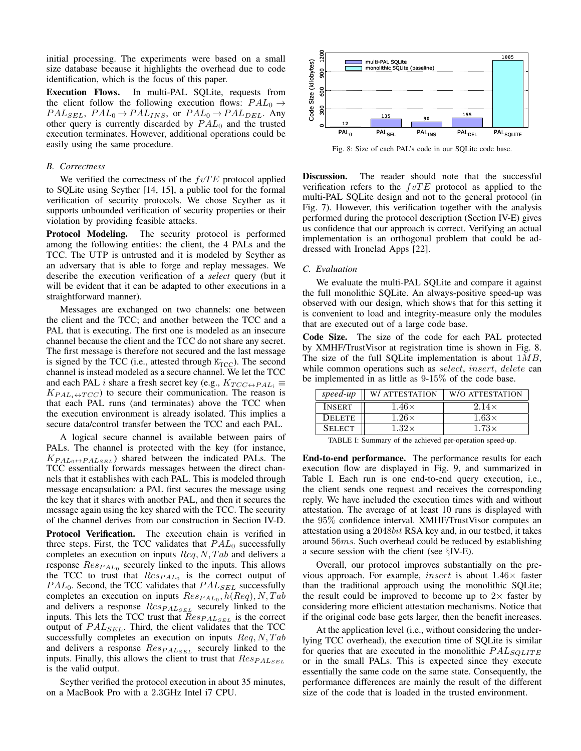initial processing. The experiments were based on a small size database because it highlights the overhead due to code identification, which is the focus of this paper.

**Execution Flows.** In multi-PAL SQLite, requests from the client follow the following execution flows: $PAL_0 \rightarrow PAL_{SEL}$, $PAL_0 \rightarrow PAL_{INS}$, or $PAL_0 \rightarrow PAL_{DEL}$. Any other query is currently discarded by $PAL_0$ and the trusted execution terminates. However, additional operations could be easily using the same procedure.

### B. Correctness

We verified the correctness of the $fvTE$ protocol applied to SQLite using Scyther [14, 15], a public tool for the formal verification of security protocols. We chose Scyther as it supports unbounded verification of security properties or their violation by providing feasible attacks.

**Protocol Modeling.** The security protocol is performed among the following entities: the client, the 4 PALs and the TCC. The UTP is untrusted and it is modeled by Scyther as an adversary that is able to forge and replay messages. We describe the execution verification of a *select* query (but it will be evident that it can be adapted to other executions in a straightforward manner).

Messages are exchanged on two channels: one between the client and the TCC; and another between the TCC and a PAL that is executing. The first one is modeled as an insecure channel because the client and the TCC do not share any secret. The first message is therefore not secured and the last message is signed by the TCC (i.e., attested through $K^-_{TCC}$). The second channel is instead modeled as a secure channel. We let the TCC and each PAL $i$ share a fresh secret key (e.g., $K_{TCC \leftrightarrow PAL_i} \equiv K_{PAL_i \leftrightarrow TCC}$) to secure their communication. The reason is that each PAL runs (and terminates) above the TCC when the execution environment is already isolated. This implies a secure data/control transfer between the TCC and each PAL.

A logical secure channel is available between pairs of PALs. The channel is protected with the key (for instance, $K_{PAL_0 \leftrightarrow PAL_{SEL}}$) shared between the indicated PALs. The TCC essentially forwards messages between the direct channels that it establishes with each PAL. This is modeled through message encapsulation: a PAL first secures the message using the key that it shares with another PAL, and then it secures the message again using the key shared with the TCC. The security of the channel derives from our construction in Section IV-D.

**Protocol Verification.** The execution chain is verified in three steps. First, the TCC validates that $PAL_0$ successfully completes an execution on inputs $Req, N, Tab$ and delivers a response $Res_{PAL_0}$ securely linked to the inputs. This allows the TCC to trust that $Res_{PAL_0}$ is the correct output of $PAL_0$. Second, the TCC validates that $PAL_{SEL}$ successfully completes an execution on inputs $Res_{PAL_0}, h(Req), N, Tab$ and delivers a response $Res_{PAL_{SEL}}$ securely linked to the inputs. This lets the TCC trust that $Res_{PAL_{SEL}}$ is the correct output of $PAL_{SEL}$. Third, the client validates that the TCC successfully completes an execution on inputs $Req, N, Tab$ and delivers a response $Res_{PAL_{SEL}}$ securely linked to the inputs. Finally, this allows the client to trust that $Res_{PAL_{SEL}}$ is the valid output.

Scyther verified the protocol execution in about 35 minutes, on a MacBook Pro with a 2.3GHz Intel i7 CPU.

Fig. 8: Size of each PAL's code in our SQLite code base.

**Discussion.** The reader should note that the successful verification refers to the $fvTE$ protocol as applied to the multi-PAL SQLite design and not to the general protocol (in Fig. 7). However, this verification together with the analysis performed during the protocol description (Section IV-E) gives us confidence that our approach is correct. Verifying an actual implementation is an orthogonal problem that could be addressed with Ironclad Apps [22].

### C. Evaluation

We evaluate the multi-PAL SQLite and compare it against the full monolithic SQLite. An always-positive speed-up was observed with our design, which shows that for this setting it is convenient to load and integrity-measure only the modules that are executed out of a large code base.

**Code Size.** The size of the code for each PAL protected by XMHF/TrustVisor at registration time is shown in Fig. 8. The size of the full SQLite implementation is about $1MB$, while common operations such as *select*, *insert*, *delete* can be implemented in as little as 9-15% of the code base.

| *speed-up* | W/ ATTESTATION | W/O ATTESTATION |
|---|---|---|
| INSERT | $1.46\times$ | $2.14\times$ |
| DELETE | $1.26\times$ | $1.63\times$ |
| SELECT | $1.32\times$ | $1.73\times$ |

TABLE I: Summary of the achieved per-operation speed-up.

**End-to-end performance.** The performance results for each execution flow are displayed in Fig. 9, and summarized in Table I. Each run is one end-to-end query execution, i.e., the client sends one request and receives the corresponding reply. We have included the execution times with and without attestation. The average of at least 10 runs is displayed with the 95% confidence interval. XMHF/TrustVisor computes an attestation using a $2048bit$ RSA key and, in our testbed, it takes around $56ms$. Such overhead could be reduced by establishing a secure session with the client (see §IV-E).

Overall, our protocol improves substantially on the previous approach. For example, *insert* is about $1.46\times$ faster than the traditional approach using the monolithic SQLite; the result could be improved to become up to $2\times$ faster by considering more efficient attestation mechanisms. Notice that if the original code base gets larger, then the benefit increases.

At the application level (i.e., without considering the underlying TCC overhead), the execution time of SQLite is similar for queries that are executed in the monolithic $PAL_{SQLITE}$ or in the small PALs. This is expected since they execute essentially the same code on the same state. Consequently, the performance differences are mainly the result of the different size of the code that is loaded in the trusted environment.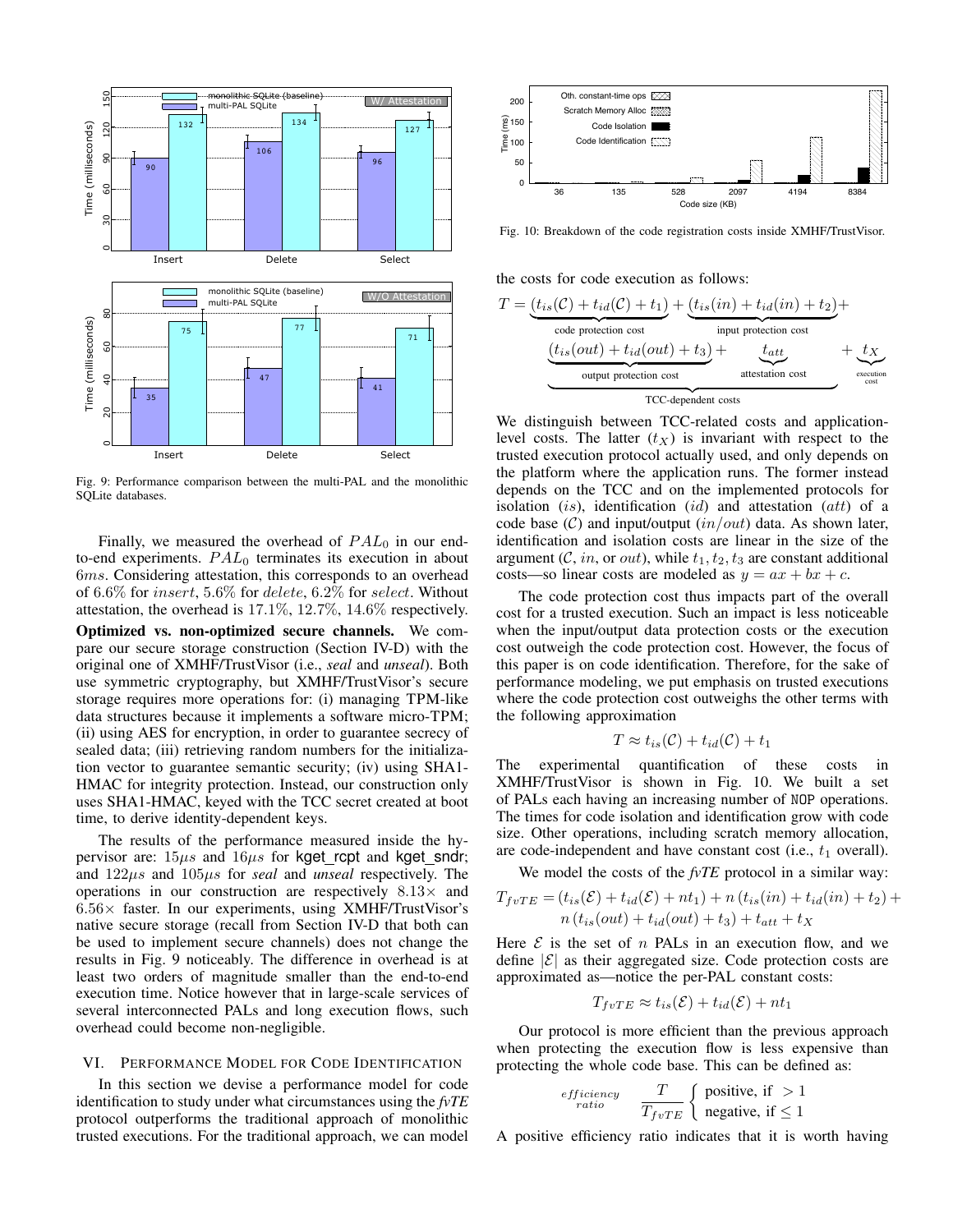Fig. 9: Performance comparison between the multi-PAL and the monolithic SQLite databases.

Finally, we measured the overhead of $PAL_0$ in our end-to-end experiments. $PAL_0$ terminates its execution in about $6ms$. Considering attestation, this corresponds to an overhead of 6.6% for $insert$, 5.6% for $delete$, 6.2% for $select$. Without attestation, the overhead is 17.1%, 12.7%, 14.6% respectively.

**Optimized vs. non-optimized secure channels.** We compare our secure storage construction (Section IV-D) with the original one of XMHF/TrustVisor (i.e., *seal* and *unseal*). Both use symmetric cryptography, but XMHF/TrustVisor's secure storage requires more operations for: (i) managing TPM-like data structures because it implements a software micro-TPM; (ii) using AES for encryption, in order to guarantee secrecy of sealed data; (iii) retrieving random numbers for the initialization vector to guarantee semantic security; (iv) using SHA1-HMAC for integrity protection. Instead, our construction only uses SHA1-HMAC, keyed with the TCC secret created at boot time, to derive identity-dependent keys.

The results of the performance measured inside the hypervisor are: $15\mu s$ and $16\mu s$ for kget_rcpt and kget_sndr; and $122\mu s$ and $105\mu s$ for *seal* and *unseal* respectively. The operations in our construction are respectively $8.13\times$ and $6.56\times$ faster. In our experiments, using XMHF/TrustVisor's native secure storage (recall from Section IV-D that both can be used to implement secure channels) does not change the results in Fig. 9 noticeably. The difference in overhead is at least two orders of magnitude smaller than the end-to-end execution time. Notice however that in large-scale services of several interconnected PALs and long execution flows, such overhead could become non-negligible.

## VI. Performance Model for Code Identification

In this section we devise a performance model for code identification to study under what circumstances using the *fvTE* protocol outperforms the traditional approach of monolithic trusted executions. For the traditional approach, we can model

Fig. 10: Breakdown of the code registration costs inside XMHF/TrustVisor.

the costs for code execution as follows:

$$T = \underbrace{\underbrace{(t_{is}(\mathcal{C}) + t_{id}(\mathcal{C}) + t_1)}_{\text{code protection cost}} + \underbrace{(t_{is}(in) + t_{id}(in) + t_2)}_{\text{input protection cost}} + \underbrace{(t_{is}(out) + t_{id}(out) + t_3)}_{\text{output protection cost}} + \underbrace{t_{att}}_{\text{attestation cost}}}_{\text{TCC-dependent costs}} + \underbrace{t_X}_{\text{execution cost}}$$

We distinguish between TCC-related costs and application-level costs. The latter ($t_X$) is invariant with respect to the trusted execution protocol actually used, and only depends on the platform where the application runs. The former instead depends on the TCC and on the implemented protocols for isolation ($is$), identification ($id$) and attestation ($att$) of a code base ($\mathcal{C}$) and input/output ($in/out$) data. As shown later, identification and isolation costs are linear in the size of the argument ($\mathcal{C}$, $in$, or $out$), while $t_1, t_2, t_3$ are constant additional costs—so linear costs are modeled as $y = ax + bx + c$.

The code protection cost thus impacts part of the overall cost for a trusted execution. Such an impact is less noticeable when the input/output data protection costs or the execution cost outweigh the code protection cost. However, the focus of this paper is on code identification. Therefore, for the sake of performance modeling, we put emphasis on trusted executions where the code protection cost outweighs the other terms with the following approximation

$$T \approx t_{is}(\mathcal{C}) + t_{id}(\mathcal{C}) + t_1$$

The experimental quantification of these costs in XMHF/TrustVisor is shown in Fig. 10. We built a set of PALs each having an increasing number of NOP operations. The times for code isolation and identification grow with code size. Other operations, including scratch memory allocation, are code-independent and have constant cost (i.e., $t_1$ overall).

We model the costs of the *fvTE* protocol in a similar way:

$$T_{fvTE} = (t_{is}(\mathcal{E}) + t_{id}(\mathcal{E}) + nt_1) + n\,(t_{is}(in) + t_{id}(in) + t_2) + n\,(t_{is}(out) + t_{id}(out) + t_3) + t_{att} + t_X$$

Here $\mathcal{E}$ is the set of $n$ PALs in an execution flow, and we define $|\mathcal{E}|$ as their aggregated size. Code protection costs are approximated as—notice the per-PAL constant costs:

$$T_{fvTE} \approx t_{is}(\mathcal{E}) + t_{id}(\mathcal{E}) + nt_1$$

Our protocol is more efficient than the previous approach when protecting the execution flow is less expensive than protecting the whole code base. This can be defined as:

$$\underset{ratio}{efficiency} \quad \frac{T}{T_{fvTE}} \begin{cases} \text{positive, if } > 1 \\ \text{negative, if } \leq 1 \end{cases}$$

A positive efficiency ratio indicates that it is worth having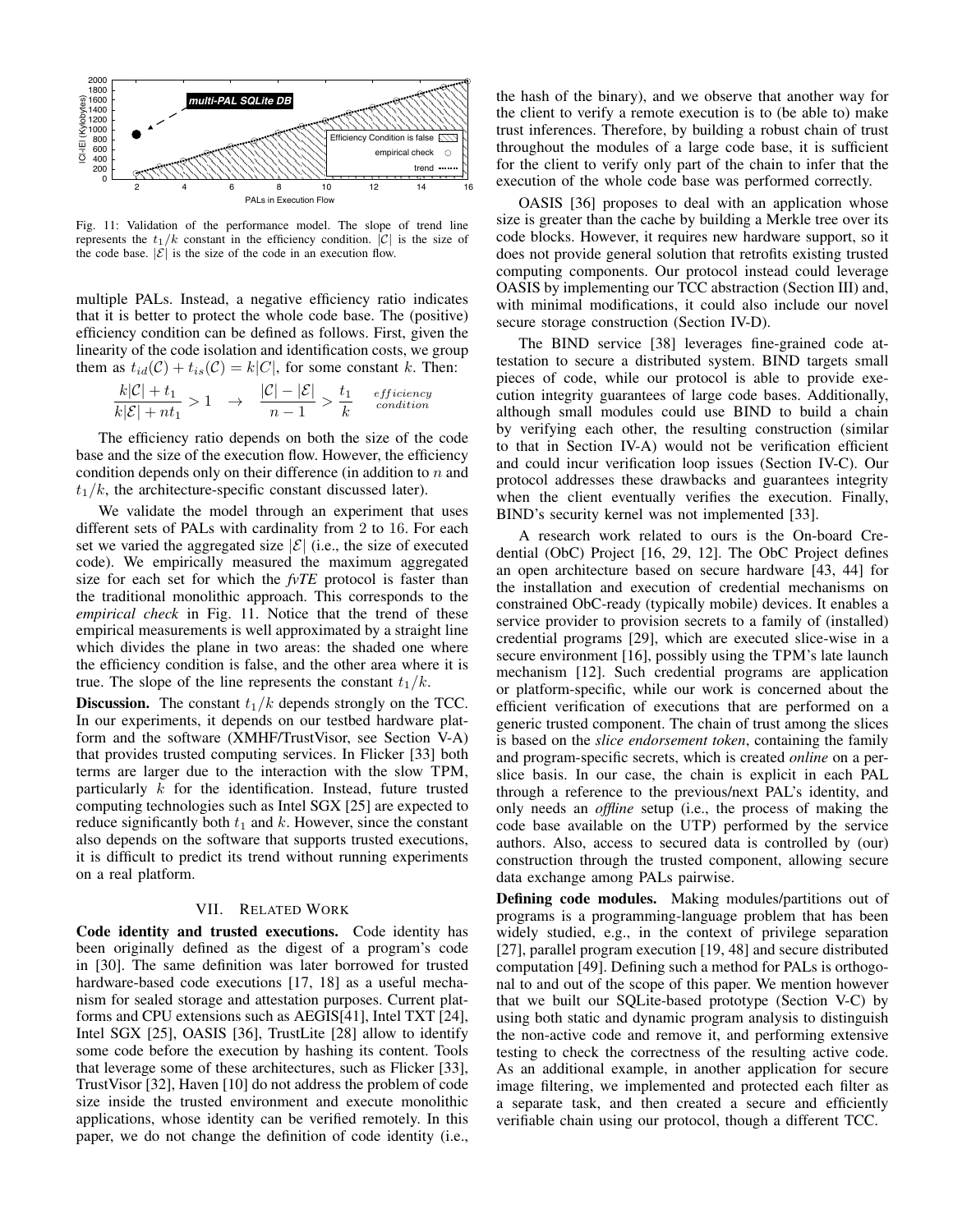Fig. 11: Validation of the performance model. The slope of trend line represents the $t_1/k$ constant in the efficiency condition. $|\mathcal{C}|$ is the size of the code base. $|\mathcal{E}|$ is the size of the code in an execution flow.

multiple PALs. Instead, a negative efficiency ratio indicates that it is better to protect the whole code base. The (positive) efficiency condition can be defined as follows. First, given the linearity of the code isolation and identification costs, we group them as $t_{id}(\mathcal{C}) + t_{is}(\mathcal{C}) = k|C|$, for some constant $k$. Then:

$$\frac{k|\mathcal{C}| + t_1}{k|\mathcal{E}| + nt_1} > 1 \quad \rightarrow \quad \frac{|\mathcal{C}| - |\mathcal{E}|}{n-1} > \frac{t_1}{k} \quad \textit{efficiency condition}$$

The efficiency ratio depends on both the size of the code base and the size of the execution flow. However, the efficiency condition depends only on their difference (in addition to $n$ and $t_1/k$, the architecture-specific constant discussed later).

We validate the model through an experiment that uses different sets of PALs with cardinality from 2 to 16. For each set we varied the aggregated size $|\mathcal{E}|$ (i.e., the size of executed code). We empirically measured the maximum aggregated size for each set for which the *fvTE* protocol is faster than the traditional monolithic approach. This corresponds to the *empirical check* in Fig. 11. Notice that the trend of these empirical measurements is well approximated by a straight line which divides the plane in two areas: the shaded one where the efficiency condition is false, and the other area where it is true. The slope of the line represents the constant $t_1/k$.

**Discussion.** The constant $t_1/k$ depends strongly on the TCC. In our experiments, it depends on our testbed hardware platform and the software (XMHF/TrustVisor, see Section V-A) that provides trusted computing services. In Flicker [33] both terms are larger due to the interaction with the slow TPM, particularly $k$ for the identification. Instead, future trusted computing technologies such as Intel SGX [25] are expected to reduce significantly both $t_1$ and $k$. However, since the constant also depends on the software that supports trusted executions, it is difficult to predict its trend without running experiments on a real platform.

## VII. Related Work

**Code identity and trusted executions.** Code identity has been originally defined as the digest of a program's code in [30]. The same definition was later borrowed for trusted hardware-based code executions [17, 18] as a useful mechanism for sealed storage and attestation purposes. Current platforms and CPU extensions such as AEGIS[41], Intel TXT [24], Intel SGX [25], OASIS [36], TrustLite [28] allow to identify some code before the execution by hashing its content. Tools that leverage some of these architectures, such as Flicker [33], TrustVisor [32], Haven [10] do not address the problem of code size inside the trusted environment and execute monolithic applications, whose identity can be verified remotely. In this paper, we do not change the definition of code identity (i.e., the hash of the binary), and we observe that another way for the client to verify a remote execution is to (be able to) make trust inferences. Therefore, by building a robust chain of trust throughout the modules of a large code base, it is sufficient for the client to verify only part of the chain to infer that the execution of the whole code base was performed correctly.

OASIS [36] proposes to deal with an application whose size is greater than the cache by building a Merkle tree over its code blocks. However, it requires new hardware support, so it does not provide general solution that retrofits existing trusted computing components. Our protocol instead could leverage OASIS by implementing our TCC abstraction (Section III) and, with minimal modifications, it could also include our novel secure storage construction (Section IV-D).

The BIND service [38] leverages fine-grained code attestation to secure a distributed system. BIND targets small pieces of code, while our protocol is able to provide execution integrity guarantees of large code bases. Additionally, although small modules could use BIND to build a chain by verifying each other, the resulting construction (similar to that in Section IV-A) would not be verification efficient and could incur verification loop issues (Section IV-C). Our protocol addresses these drawbacks and guarantees integrity when the client eventually verifies the execution. Finally, BIND's security kernel was not implemented [33].

A research work related to ours is the On-board Credential (ObC) Project [16, 29, 12]. The ObC Project defines an open architecture based on secure hardware [43, 44] for the installation and execution of credential mechanisms on constrained ObC-ready (typically mobile) devices. It enables a service provider to provision secrets to a family of (installed) credential programs [29], which are executed slice-wise in a secure environment [16], possibly using the TPM's late launch mechanism [12]. Such credential programs are application or platform-specific, while our work is concerned about the efficient verification of executions that are performed on a generic trusted component. The chain of trust among the slices is based on the *slice endorsement token*, containing the family and program-specific secrets, which is created *online* on a per-slice basis. In our case, the chain is explicit in each PAL through a reference to the previous/next PAL's identity, and only needs an *offline* setup (i.e., the process of making the code base available on the UTP) performed by the service authors. Also, access to secured data is controlled by (our) construction through the trusted component, allowing secure data exchange among PALs pairwise.

**Defining code modules.** Making modules/partitions out of programs is a programming-language problem that has been widely studied, e.g., in the context of privilege separation [27], parallel program execution [19, 48] and secure distributed computation [49]. Defining such a method for PALs is orthogonal to and out of the scope of this paper. We mention however that we built our SQLite-based prototype (Section V-C) by using both static and dynamic program analysis to distinguish the non-active code and remove it, and performing extensive testing to check the correctness of the resulting active code. As an additional example, in another application for secure image filtering, we implemented and protected each filter as a separate task, and then created a secure and efficiently verifiable chain using our protocol, though a different TCC.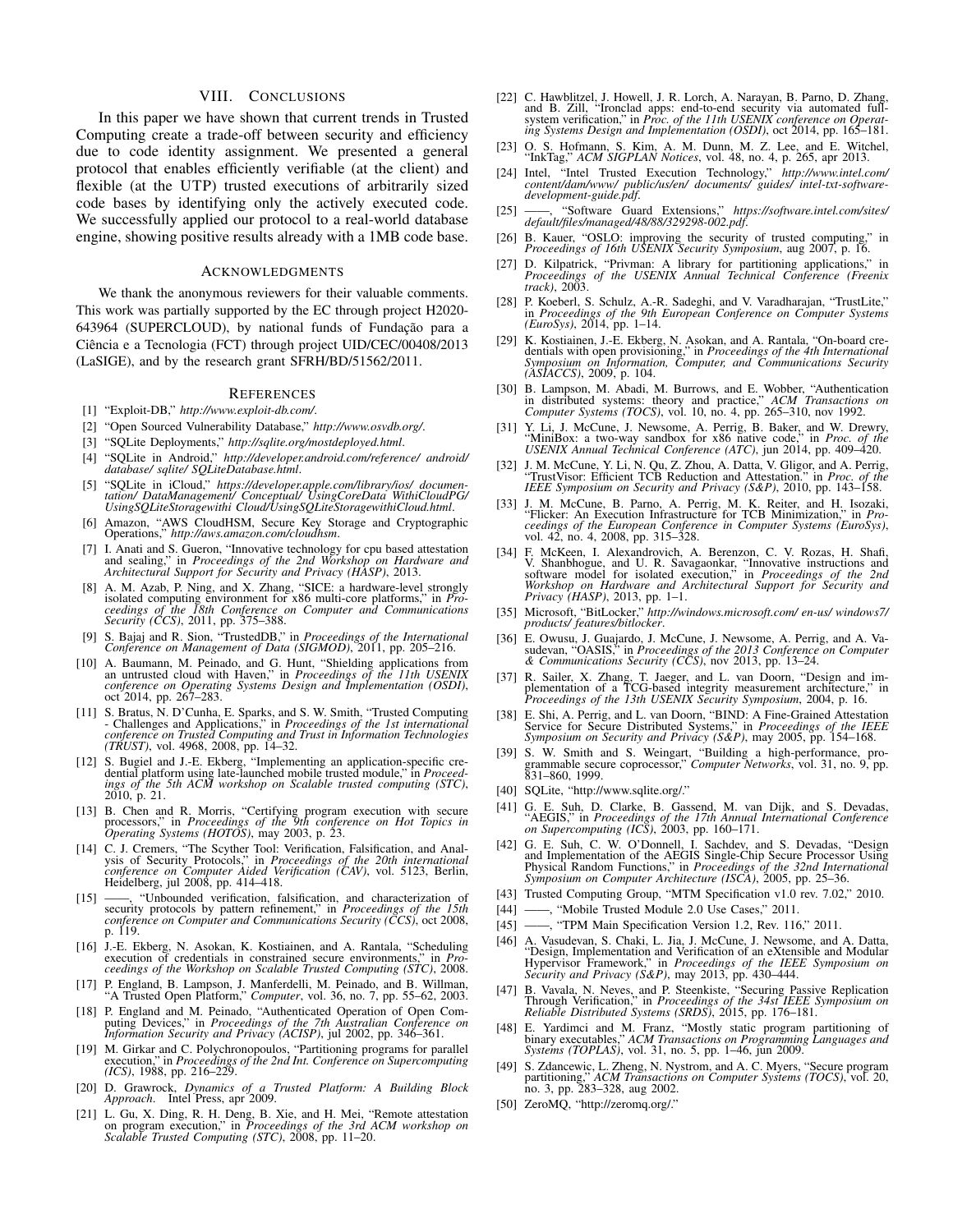## VIII. Conclusions

In this paper we have shown that current trends in Trusted Computing create a trade-off between security and efficiency due to code identity assignment. We presented a general protocol that enables efficiently verifiable (at the client) and flexible (at the UTP) trusted executions of arbitrarily sized code bases by identifying only the actively executed code. We successfully applied our protocol to a real-world database engine, showing positive results already with a 1MB code base.

## Acknowledgments

We thank the anonymous reviewers for their valuable comments. This work was partially supported by the EC through project H2020-643964 (SUPERCLOUD), by national funds of Fundação para a Ciência e a Tecnologia (FCT) through project UID/CEC/00408/2013 (LaSIGE), and by the research grant SFRH/BD/51562/2011.

## References

[1] "Exploit-DB," *http://www.exploit-db.com/*.

[2] "Open Sourced Vulnerability Database," *http://www.osvdb.org/*.

[3] "SQLite Deployments," *http://sqlite.org/mostdeployed.html*.

[4] "SQLite in Android," *http://developer.android.com/reference/ android/ database/ sqlite/ SQLiteDatabase.html*.

[5] "SQLite in iCloud," *https://developer.apple.com/library/ios/ documentation/ DataManagement/ Conceptual/ UsingCoreData WithiCloudPG/ UsingSQLiteStoragewithi Cloud/UsingSQLiteStoragewithiCloud.html*.

[6] Amazon, "AWS CloudHSM, Secure Key Storage and Cryptographic Operations," *http://aws.amazon.com/cloudhsm*.

[7] I. Anati and S. Gueron, "Innovative technology for cpu based attestation and sealing," in *Proceedings of the 2nd Workshop on Hardware and Architectural Support for Security and Privacy (HASP)*, 2013.

[8] A. M. Azab, P. Ning, and X. Zhang, "SICE: a hardware-level strongly isolated computing environment for x86 multi-core platforms," in *Proceedings of the 18th Conference on Computer and Communications Security (CCS)*, 2011, pp. 375–388.

[9] S. Bajaj and R. Sion, "TrustedDB," in *Proceedings of the International Conference on Management of Data (SIGMOD)*, 2011, pp. 205–216.

[10] A. Baumann, M. Peinado, and G. Hunt, "Shielding applications from an untrusted cloud with Haven," in *Proceedings of the 11th USENIX conference on Operating Systems Design and Implementation (OSDI)*, oct 2014, pp. 267–283.

[11] S. Bratus, N. D'Cunha, E. Sparks, and S. W. Smith, "Trusted Computing - Challenges and Applications," in *Proceedings of the 1st international conference on Trusted Computing and Trust in Information Technologies (TRUST)*, vol. 4968, 2008, pp. 14–32.

[12] S. Bugiel and J.-E. Ekberg, "Implementing an application-specific credential platform using late-launched mobile trusted module," in *Proceedings of the 5th ACM workshop on Scalable trusted computing (STC)*, 2010, p. 21.

[13] B. Chen and R. Morris, "Certifying program execution with secure processors," in *Proceedings of the 9th conference on Hot Topics in Operating Systems (HOTOS)*, may 2003, p. 23.

[14] C. J. Cremers, "The Scyther Tool: Verification, Falsification, and Analysis of Security Protocols," in *Proceedings of the 20th international conference on Computer Aided Verification (CAV)*, vol. 5123, Berlin, Heidelberg, jul 2008, pp. 414–418.

[15] ——, "Unbounded verification, falsification, and characterization of security protocols by pattern refinement," in *Proceedings of the 15th conference on Computer and Communications Security (CCS)*, oct 2008, p. 119.

[16] J.-E. Ekberg, N. Asokan, K. Kostiainen, and A. Rantala, "Scheduling execution of credentials in constrained secure environments," in *Proceedings of the Workshop on Scalable Trusted Computing (STC)*, 2008.

[17] P. England, B. Lampson, J. Manferdelli, M. Peinado, and B. Willman, "A Trusted Open Platform," *Computer*, vol. 36, no. 7, pp. 55–62, 2003.

[18] P. England and M. Peinado, "Authenticated Operation of Open Computing Devices," in *Proceedings of the 7th Australian Conference on Information Security and Privacy (ACISP)*, jul 2002, pp. 346–361.

[19] M. Girkar and C. Polychronopoulos, "Partitioning programs for parallel execution," in *Proceedings of the 2nd Int. Conference on Supercomputing (ICS)*, 1988, pp. 216–229.

[20] D. Grawrock, *Dynamics of a Trusted Platform: A Building Block Approach*. Intel Press, apr 2009.

[21] L. Gu, X. Ding, R. H. Deng, B. Xie, and H. Mei, "Remote attestation on program execution," in *Proceedings of the 3rd ACM workshop on Scalable Trusted Computing (STC)*, 2008, pp. 11–20.

[22] C. Hawblitzel, J. Howell, J. R. Lorch, A. Narayan, B. Parno, D. Zhang, and B. Zill, "Ironclad apps: end-to-end security via automated full-system verification," in *Proc. of the 11th USENIX conference on Operating Systems Design and Implementation (OSDI)*, oct 2014, pp. 165–181.

[23] O. S. Hofmann, S. Kim, A. M. Dunn, M. Z. Lee, and E. Witchel, "InkTag," *ACM SIGPLAN Notices*, vol. 48, no. 4, p. 265, apr 2013.

[24] Intel, "Intel Trusted Execution Technology," *http://www.intel.com/ content/dam/www/ public/us/en/ documents/ guides/ intel-txt-software-development-guide.pdf*.

[25] ——, "Software Guard Extensions," *https://software.intel.com/sites/ default/files/managed/48/88/329298-002.pdf*.

[26] B. Kauer, "OSLO: improving the security of trusted computing," in *Proceedings of 16th USENIX Security Symposium*, aug 2007, p. 16.

[27] D. Kilpatrick, "Privman: A library for partitioning applications," in *Proceedings of the USENIX Annual Technical Conference (Freenix track)*, 2003.

[28] P. Koeberl, S. Schulz, A.-R. Sadeghi, and V. Varadharajan, "TrustLite," in *Proceedings of the 9th European Conference on Computer Systems (EuroSys)*, 2014, pp. 1–14.

[29] K. Kostiainen, J.-E. Ekberg, N. Asokan, and A. Rantala, "On-board credentials with open provisioning," in *Proceedings of the 4th International Symposium on Information, Computer, and Communications Security (ASIACCS)*, 2009, p. 104.

[30] B. Lampson, M. Abadi, M. Burrows, and E. Wobber, "Authentication in distributed systems: theory and practice," *ACM Transactions on Computer Systems (TOCS)*, vol. 10, no. 4, pp. 265–310, nov 1992.

[31] Y. Li, J. McCune, J. Newsome, A. Perrig, B. Baker, and W. Drewry, "MiniBox: a two-way sandbox for x86 native code," in *Proc. of the USENIX Annual Technical Conference (ATC)*, jun 2014, pp. 409–420.

[32] J. M. McCune, Y. Li, N. Qu, Z. Zhou, A. Datta, V. Gligor, and A. Perrig, "TrustVisor: Efficient TCB Reduction and Attestation." in *Proc. of the IEEE Symposium on Security and Privacy (S&P)*, 2010, pp. 143–158.

[33] J. M. McCune, B. Parno, A. Perrig, M. K. Reiter, and H. Isozaki, "Flicker: An Execution Infrastructure for TCB Minimization," in *Proceedings of the European Conference in Computer Systems (EuroSys)*, vol. 42, no. 4, 2008, pp. 315–328.

[34] F. McKeen, I. Alexandrovich, A. Berenzon, C. V. Rozas, H. Shafi, V. Shanbhogue, and U. R. Savagaonkar, "Innovative instructions and software model for isolated execution," in *Proceedings of the 2nd Workshop on Hardware and Architectural Support for Security and Privacy (HASP)*, 2013, pp. 1–1.

[35] Microsoft, "BitLocker," *http://windows.microsoft.com/ en-us/ windows7/ products/ features/bitlocker*.

[36] E. Owusu, J. Guajardo, J. McCune, J. Newsome, A. Perrig, and A. Vasudevan, "OASIS," in *Proceedings of the 2013 Conference on Computer & Communications Security (CCS)*, nov 2013, pp. 13–24.

[37] R. Sailer, X. Zhang, T. Jaeger, and L. van Doorn, "Design and implementation of a TCG-based integrity measurement architecture," in *Proceedings of the 13th USENIX Security Symposium*, 2004, p. 16.

[38] E. Shi, A. Perrig, and L. van Doorn, "BIND: A Fine-Grained Attestation Service for Secure Distributed Systems," in *Proceedings of the IEEE Symposium on Security and Privacy (S&P)*, may 2005, pp. 154–168.

[39] S. W. Smith and S. Weingart, "Building a high-performance, programmable secure coprocessor," *Computer Networks*, vol. 31, no. 9, pp. 831–860, 1999.

[40] SQLite, "http://www.sqlite.org/."

[41] G. E. Suh, D. Clarke, B. Gassend, M. van Dijk, and S. Devadas, "AEGIS," in *Proceedings of the 17th Annual International Conference on Supercomputing (ICS)*, 2003, pp. 160–171.

[42] G. E. Suh, C. W. O'Donnell, I. Sachdev, and S. Devadas, "Design and Implementation of the AEGIS Single-Chip Secure Processor Using Physical Random Functions," in *Proceedings of the 32nd International Symposium on Computer Architecture (ISCA)*, 2005, pp. 25–36.

[43] Trusted Computing Group, "MTM Specification v1.0 rev. 7.02," 2010.

[44] ——, "Mobile Trusted Module 2.0 Use Cases," 2011.

[45] ——, "TPM Main Specification Version 1.2, Rev. 116," 2011.

[46] A. Vasudevan, S. Chaki, L. Jia, J. McCune, J. Newsome, and A. Datta, "Design, Implementation and Verification of an eXtensible and Modular Hypervisor Framework," in *Proceedings of the IEEE Symposium on Security and Privacy (S&P)*, may 2013, pp. 430–444.

[47] B. Vavala, N. Neves, and P. Steenkiste, "Securing Passive Replication Through Verification," in *Proceedings of the 34st IEEE Symposium on Reliable Distributed Systems (SRDS)*, 2015, pp. 176–181.

[48] E. Yardimci and M. Franz, "Mostly static program partitioning of binary executables," *ACM Transactions on Programming Languages and Systems (TOPLAS)*, vol. 31, no. 5, pp. 1–46, jun 2009.

[49] S. Zdancewic, L. Zheng, N. Nystrom, and A. C. Myers, "Secure program partitioning," *ACM Transactions on Computer Systems (TOCS)*, vol. 20, no. 3, pp. 283–328, aug 2002.

[50] ZeroMQ, "http://zeromq.org/."